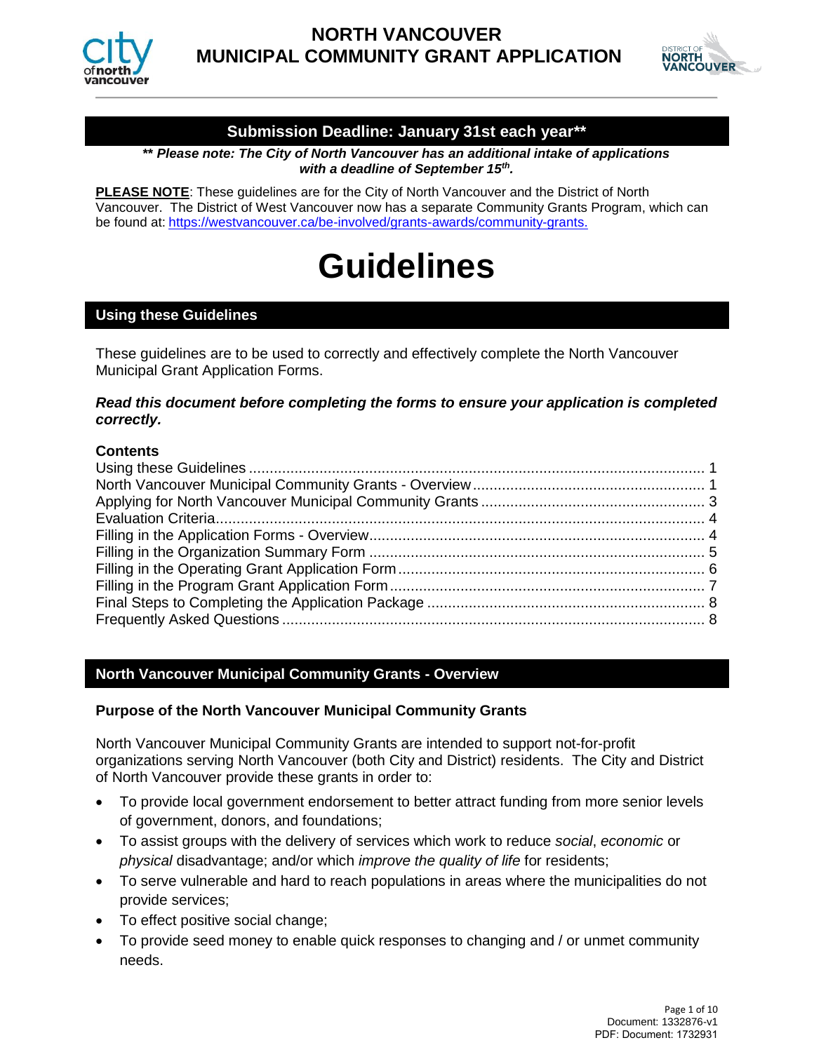# NORTH VANCOUVER
# MUNICIPAL COMMUNITY GRANT APPLICATION

**Submission Deadline: January 31st each year****

***** Please note: The City of North Vancouver has an additional intake of applications with a deadline of September 15th.***

**PLEASE NOTE**: These guidelines are for the City of North Vancouver and the District of North Vancouver. The District of West Vancouver now has a separate Community Grants Program, which can be found at: https://westvancouver.ca/be-involved/grants-awards/community-grants.

# Guidelines

## Using these Guidelines

These guidelines are to be used to correctly and effectively complete the North Vancouver Municipal Grant Application Forms.

***Read this document before completing the forms to ensure your application is completed correctly.***

**Contents**

Using these Guidelines ..... 1
North Vancouver Municipal Community Grants - Overview ..... 1
Applying for North Vancouver Municipal Community Grants ..... 3
Evaluation Criteria ..... 4
Filling in the Application Forms - Overview ..... 4
Filling in the Organization Summary Form ..... 5
Filling in the Operating Grant Application Form ..... 6
Filling in the Program Grant Application Form ..... 7
Final Steps to Completing the Application Package ..... 8
Frequently Asked Questions ..... 8

## North Vancouver Municipal Community Grants - Overview

### Purpose of the North Vancouver Municipal Community Grants

North Vancouver Municipal Community Grants are intended to support not-for-profit organizations serving North Vancouver (both City and District) residents. The City and District of North Vancouver provide these grants in order to:

- To provide local government endorsement to better attract funding from more senior levels of government, donors, and foundations;
- To assist groups with the delivery of services which work to reduce *social*, *economic* or *physical* disadvantage; and/or which *improve the quality of life* for residents;
- To serve vulnerable and hard to reach populations in areas where the municipalities do not provide services;
- To effect positive social change;
- To provide seed money to enable quick responses to changing and / or unmet community needs.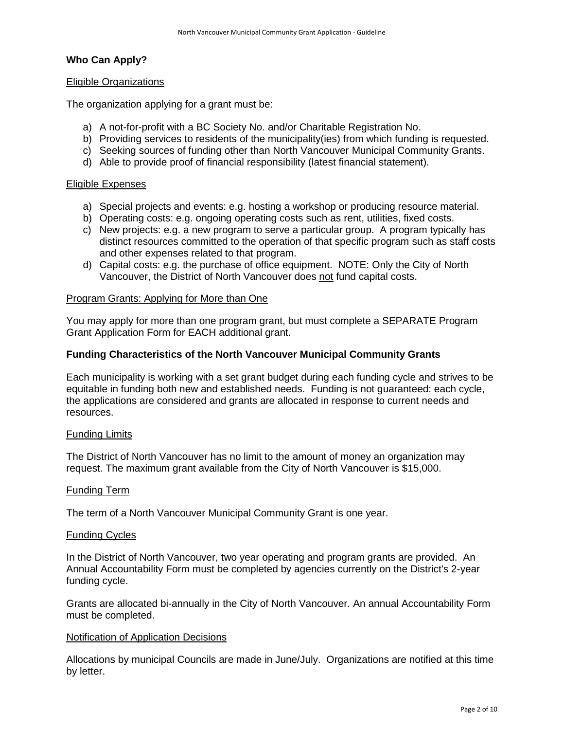## Who Can Apply?

Eligible Organizations

The organization applying for a grant must be:

a) A not-for-profit with a BC Society No. and/or Charitable Registration No.
b) Providing services to residents of the municipality(ies) from which funding is requested.
c) Seeking sources of funding other than North Vancouver Municipal Community Grants.
d) Able to provide proof of financial responsibility (latest financial statement).

Eligible Expenses

a) Special projects and events: e.g. hosting a workshop or producing resource material.
b) Operating costs: e.g. ongoing operating costs such as rent, utilities, fixed costs.
c) New projects: e.g. a new program to serve a particular group. A program typically has distinct resources committed to the operation of that specific program such as staff costs and other expenses related to that program.
d) Capital costs: e.g. the purchase of office equipment. NOTE: Only the City of North Vancouver, the District of North Vancouver does not fund capital costs.

Program Grants: Applying for More than One

You may apply for more than one program grant, but must complete a SEPARATE Program Grant Application Form for EACH additional grant.

## Funding Characteristics of the North Vancouver Municipal Community Grants

Each municipality is working with a set grant budget during each funding cycle and strives to be equitable in funding both new and established needs. Funding is not guaranteed: each cycle, the applications are considered and grants are allocated in response to current needs and resources.

Funding Limits

The District of North Vancouver has no limit to the amount of money an organization may request. The maximum grant available from the City of North Vancouver is $15,000.

Funding Term

The term of a North Vancouver Municipal Community Grant is one year.

Funding Cycles

In the District of North Vancouver, two year operating and program grants are provided. An Annual Accountability Form must be completed by agencies currently on the District's 2-year funding cycle.

Grants are allocated bi-annually in the City of North Vancouver. An annual Accountability Form must be completed.

Notification of Application Decisions

Allocations by municipal Councils are made in June/July. Organizations are notified at this time by letter.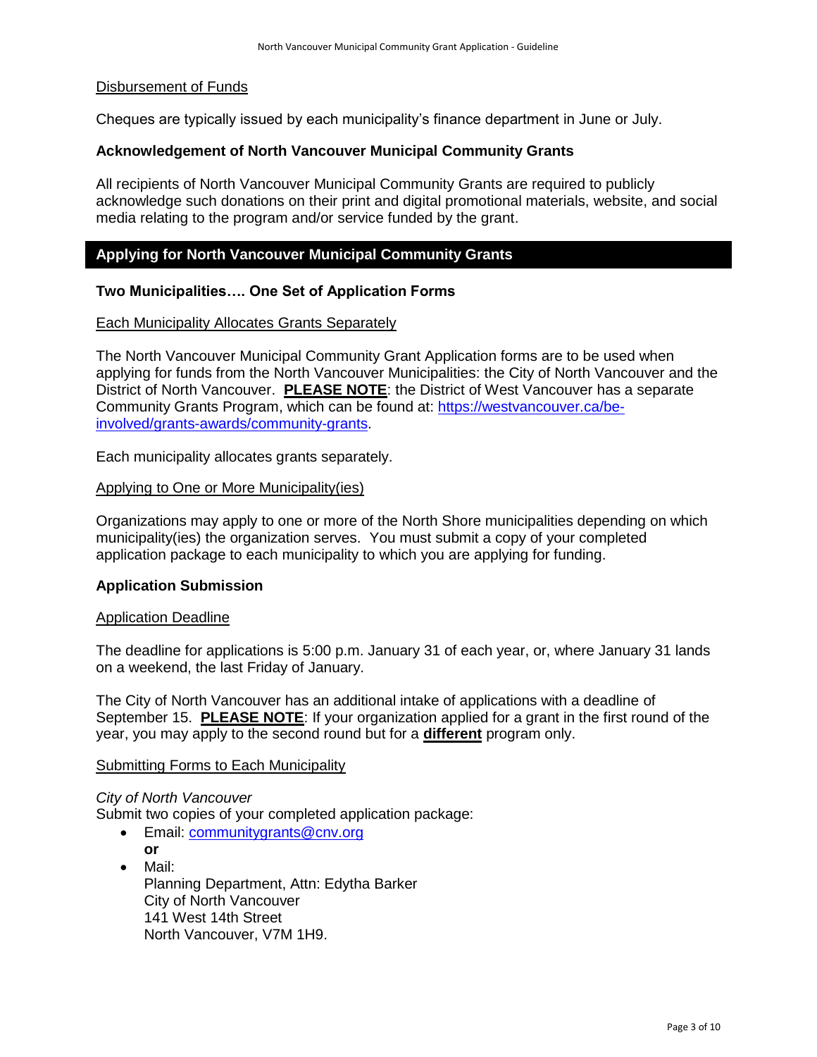<u>Disbursement of Funds</u>

Cheques are typically issued by each municipality's finance department in June or July.

**Acknowledgement of North Vancouver Municipal Community Grants**

All recipients of North Vancouver Municipal Community Grants are required to publicly acknowledge such donations on their print and digital promotional materials, website, and social media relating to the program and/or service funded by the grant.

## Applying for North Vancouver Municipal Community Grants

### Two Municipalities…. One Set of Application Forms

<u>Each Municipality Allocates Grants Separately</u>

The North Vancouver Municipal Community Grant Application forms are to be used when applying for funds from the North Vancouver Municipalities: the City of North Vancouver and the District of North Vancouver. **<u>PLEASE NOTE</u>**: the District of West Vancouver has a separate Community Grants Program, which can be found at: [https://westvancouver.ca/be-involved/grants-awards/community-grants](https://westvancouver.ca/be-involved/grants-awards/community-grants).

Each municipality allocates grants separately.

<u>Applying to One or More Municipality(ies)</u>

Organizations may apply to one or more of the North Shore municipalities depending on which municipality(ies) the organization serves. You must submit a copy of your completed application package to each municipality to which you are applying for funding.

### Application Submission

<u>Application Deadline</u>

The deadline for applications is 5:00 p.m. January 31 of each year, or, where January 31 lands on a weekend, the last Friday of January.

The City of North Vancouver has an additional intake of applications with a deadline of September 15. **<u>PLEASE NOTE</u>**: If your organization applied for a grant in the first round of the year, you may apply to the second round but for a **<u>different</u>** program only.

<u>Submitting Forms to Each Municipality</u>

*City of North Vancouver*

Submit two copies of your completed application package:

- Email: [communitygrants@cnv.org](mailto:communitygrants@cnv.org)
  **or**
- Mail:
  Planning Department, Attn: Edytha Barker
  City of North Vancouver
  141 West 14th Street
  North Vancouver, V7M 1H9.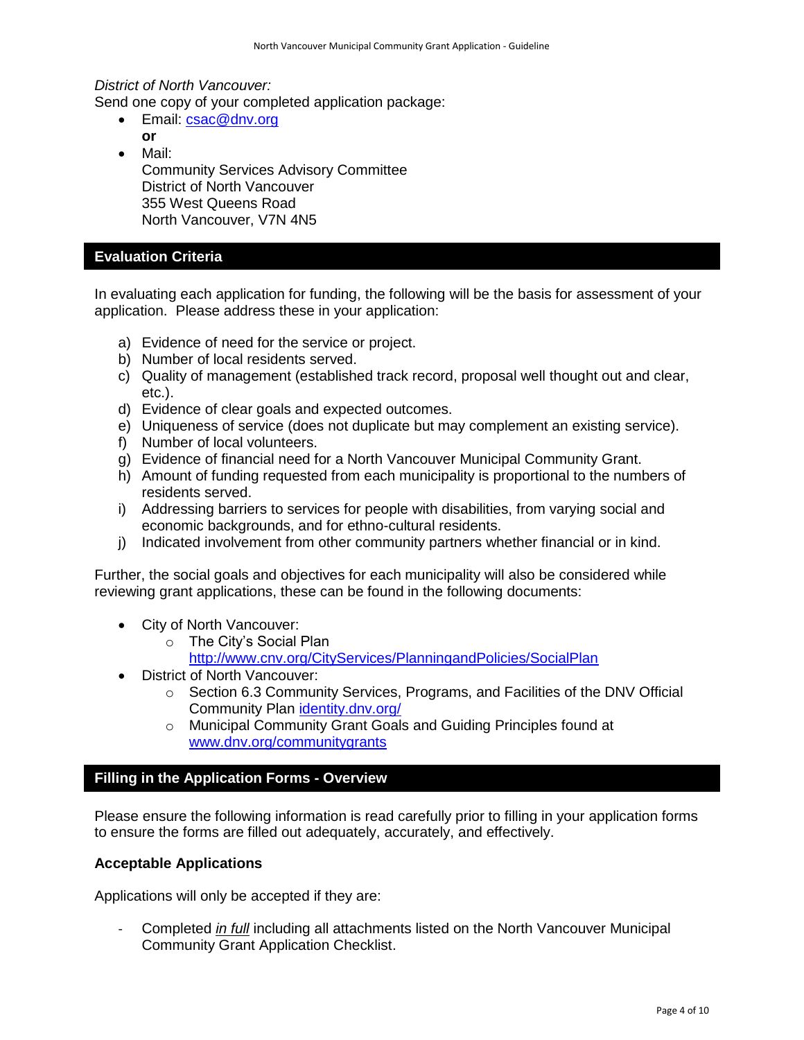*District of North Vancouver:*

Send one copy of your completed application package:

- Email: [csac@dnv.org](mailto:csac@dnv.org)
  **or**
- Mail:
  Community Services Advisory Committee
  District of North Vancouver
  355 West Queens Road
  North Vancouver, V7N 4N5

## Evaluation Criteria

In evaluating each application for funding, the following will be the basis for assessment of your application. Please address these in your application:

a) Evidence of need for the service or project.
b) Number of local residents served.
c) Quality of management (established track record, proposal well thought out and clear, etc.).
d) Evidence of clear goals and expected outcomes.
e) Uniqueness of service (does not duplicate but may complement an existing service).
f) Number of local volunteers.
g) Evidence of financial need for a North Vancouver Municipal Community Grant.
h) Amount of funding requested from each municipality is proportional to the numbers of residents served.
i) Addressing barriers to services for people with disabilities, from varying social and economic backgrounds, and for ethno-cultural residents.
j) Indicated involvement from other community partners whether financial or in kind.

Further, the social goals and objectives for each municipality will also be considered while reviewing grant applications, these can be found in the following documents:

- City of North Vancouver:
  - The City's Social Plan
    http://www.cnv.org/CityServices/PlanningandPolicies/SocialPlan
- District of North Vancouver:
  - Section 6.3 Community Services, Programs, and Facilities of the DNV Official Community Plan identity.dnv.org/
  - Municipal Community Grant Goals and Guiding Principles found at www.dnv.org/communitygrants

## Filling in the Application Forms - Overview

Please ensure the following information is read carefully prior to filling in your application forms to ensure the forms are filled out adequately, accurately, and effectively.

### Acceptable Applications

Applications will only be accepted if they are:

- Completed ***in full*** including all attachments listed on the North Vancouver Municipal Community Grant Application Checklist.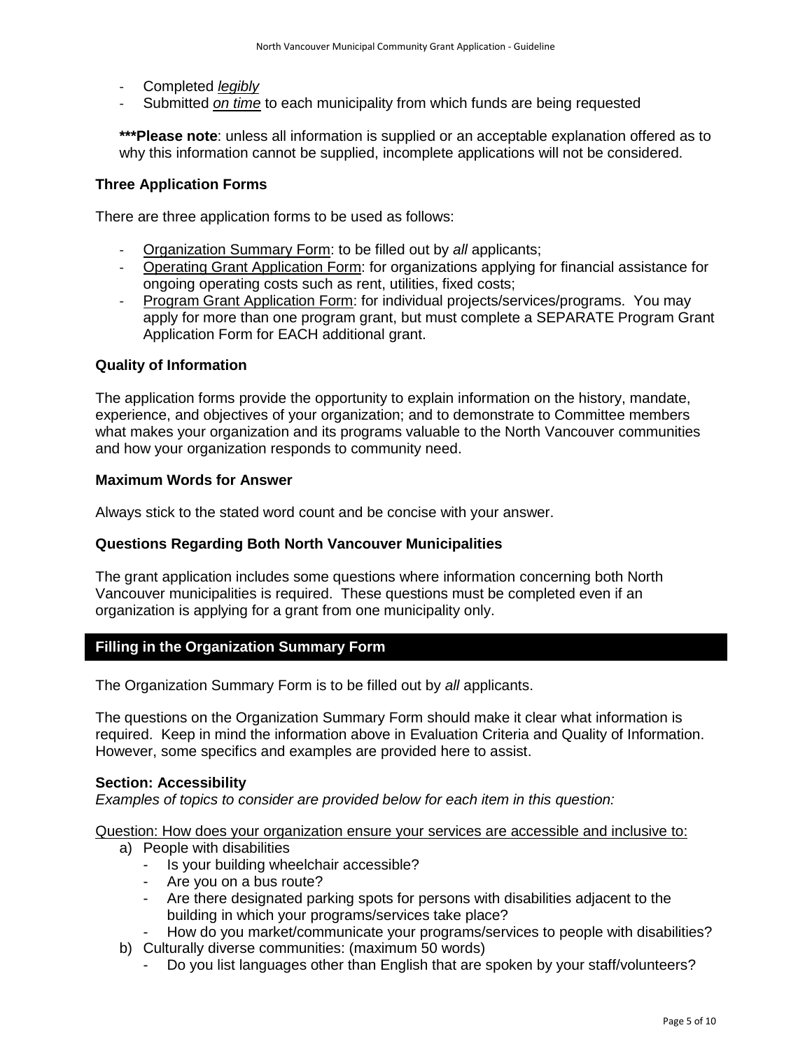- Completed *legibly*
- Submitted *on time* to each municipality from which funds are being requested

**\*\*\*Please note**: unless all information is supplied or an acceptable explanation offered as to why this information cannot be supplied, incomplete applications will not be considered.

### Three Application Forms

There are three application forms to be used as follows:

- Organization Summary Form: to be filled out by *all* applicants;
- Operating Grant Application Form: for organizations applying for financial assistance for ongoing operating costs such as rent, utilities, fixed costs;
- Program Grant Application Form: for individual projects/services/programs. You may apply for more than one program grant, but must complete a SEPARATE Program Grant Application Form for EACH additional grant.

### Quality of Information

The application forms provide the opportunity to explain information on the history, mandate, experience, and objectives of your organization; and to demonstrate to Committee members what makes your organization and its programs valuable to the North Vancouver communities and how your organization responds to community need.

### Maximum Words for Answer

Always stick to the stated word count and be concise with your answer.

### Questions Regarding Both North Vancouver Municipalities

The grant application includes some questions where information concerning both North Vancouver municipalities is required. These questions must be completed even if an organization is applying for a grant from one municipality only.

## Filling in the Organization Summary Form

The Organization Summary Form is to be filled out by *all* applicants.

The questions on the Organization Summary Form should make it clear what information is required. Keep in mind the information above in Evaluation Criteria and Quality of Information. However, some specifics and examples are provided here to assist.

### Section: Accessibility

*Examples of topics to consider are provided below for each item in this question:*

Question: How does your organization ensure your services are accessible and inclusive to:

a) People with disabilities
   - Is your building wheelchair accessible?
   - Are you on a bus route?
   - Are there designated parking spots for persons with disabilities adjacent to the building in which your programs/services take place?
   - How do you market/communicate your programs/services to people with disabilities?
b) Culturally diverse communities: (maximum 50 words)
   - Do you list languages other than English that are spoken by your staff/volunteers?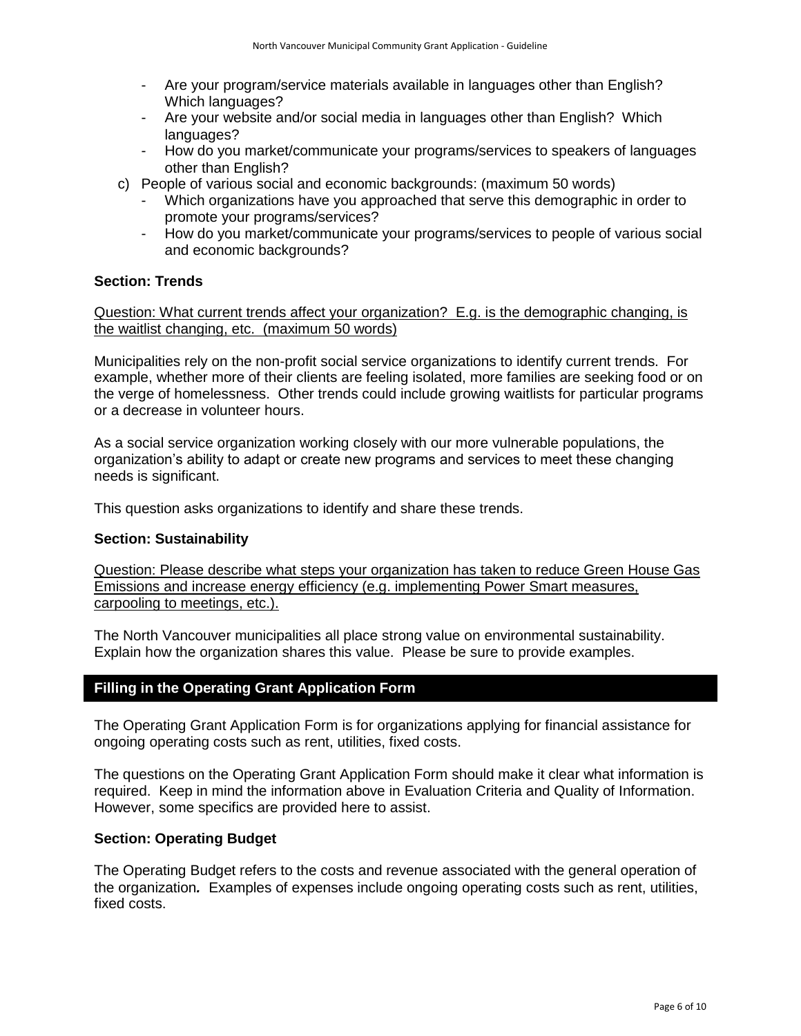- Are your program/service materials available in languages other than English? Which languages?
- Are your website and/or social media in languages other than English? Which languages?
- How do you market/communicate your programs/services to speakers of languages other than English?

c) People of various social and economic backgrounds: (maximum 50 words)
   - Which organizations have you approached that serve this demographic in order to promote your programs/services?
   - How do you market/communicate your programs/services to people of various social and economic backgrounds?

**Section: Trends**

Question: What current trends affect your organization? E.g. is the demographic changing, is the waitlist changing, etc. (maximum 50 words)

Municipalities rely on the non-profit social service organizations to identify current trends. For example, whether more of their clients are feeling isolated, more families are seeking food or on the verge of homelessness. Other trends could include growing waitlists for particular programs or a decrease in volunteer hours.

As a social service organization working closely with our more vulnerable populations, the organization's ability to adapt or create new programs and services to meet these changing needs is significant.

This question asks organizations to identify and share these trends.

**Section: Sustainability**

Question: Please describe what steps your organization has taken to reduce Green House Gas Emissions and increase energy efficiency (e.g. implementing Power Smart measures, carpooling to meetings, etc.).

The North Vancouver municipalities all place strong value on environmental sustainability. Explain how the organization shares this value. Please be sure to provide examples.

## Filling in the Operating Grant Application Form

The Operating Grant Application Form is for organizations applying for financial assistance for ongoing operating costs such as rent, utilities, fixed costs.

The questions on the Operating Grant Application Form should make it clear what information is required. Keep in mind the information above in Evaluation Criteria and Quality of Information. However, some specifics are provided here to assist.

**Section: Operating Budget**

The Operating Budget refers to the costs and revenue associated with the general operation of the organization***.*** Examples of expenses include ongoing operating costs such as rent, utilities, fixed costs.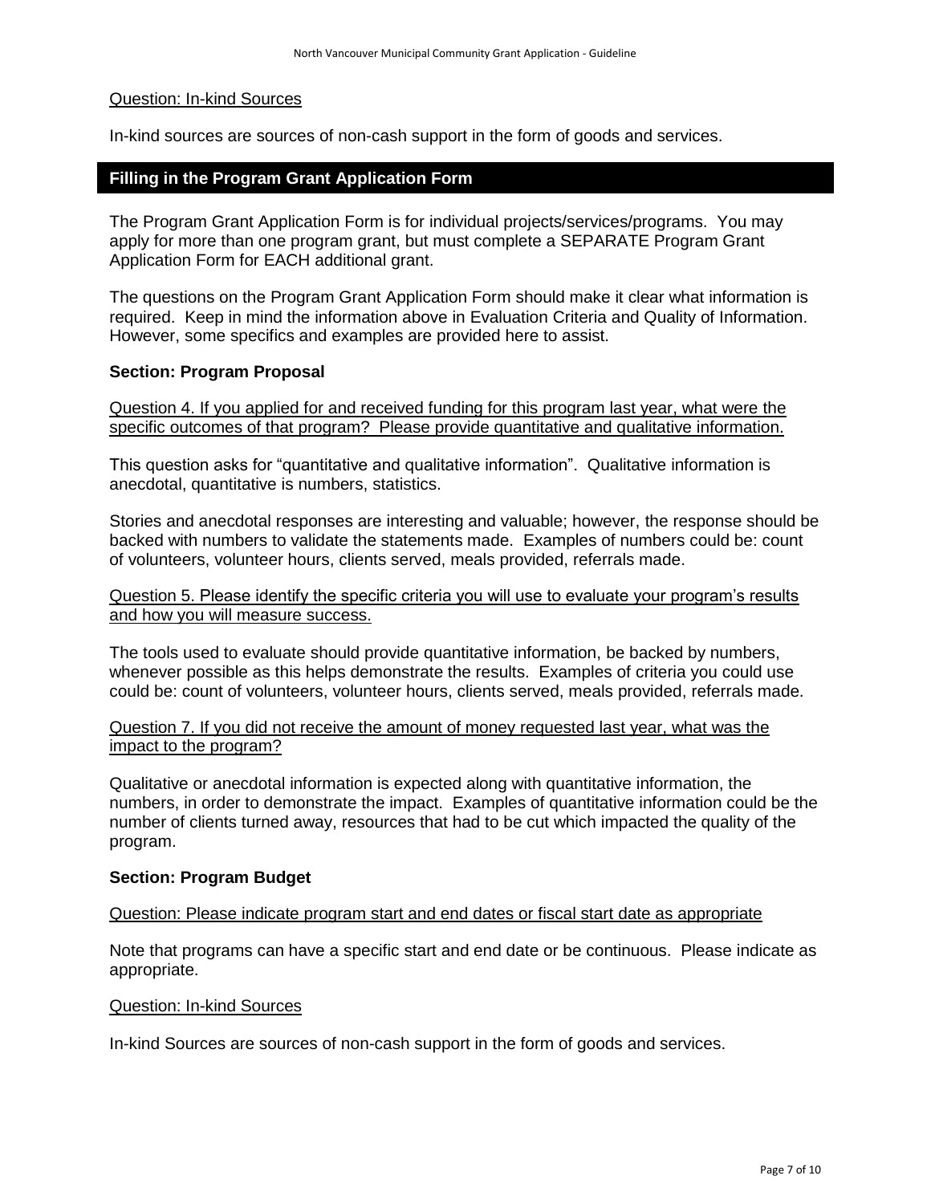Question: In-kind Sources

In-kind sources are sources of non-cash support in the form of goods and services.

## Filling in the Program Grant Application Form

The Program Grant Application Form is for individual projects/services/programs. You may apply for more than one program grant, but must complete a SEPARATE Program Grant Application Form for EACH additional grant.

The questions on the Program Grant Application Form should make it clear what information is required. Keep in mind the information above in Evaluation Criteria and Quality of Information. However, some specifics and examples are provided here to assist.

### Section: Program Proposal

Question 4. If you applied for and received funding for this program last year, what were the specific outcomes of that program? Please provide quantitative and qualitative information.

This question asks for "quantitative and qualitative information". Qualitative information is anecdotal, quantitative is numbers, statistics.

Stories and anecdotal responses are interesting and valuable; however, the response should be backed with numbers to validate the statements made. Examples of numbers could be: count of volunteers, volunteer hours, clients served, meals provided, referrals made.

Question 5. Please identify the specific criteria you will use to evaluate your program's results and how you will measure success.

The tools used to evaluate should provide quantitative information, be backed by numbers, whenever possible as this helps demonstrate the results. Examples of criteria you could use could be: count of volunteers, volunteer hours, clients served, meals provided, referrals made.

Question 7. If you did not receive the amount of money requested last year, what was the impact to the program?

Qualitative or anecdotal information is expected along with quantitative information, the numbers, in order to demonstrate the impact. Examples of quantitative information could be the number of clients turned away, resources that had to be cut which impacted the quality of the program.

### Section: Program Budget

Question: Please indicate program start and end dates or fiscal start date as appropriate

Note that programs can have a specific start and end date or be continuous. Please indicate as appropriate.

Question: In-kind Sources

In-kind Sources are sources of non-cash support in the form of goods and services.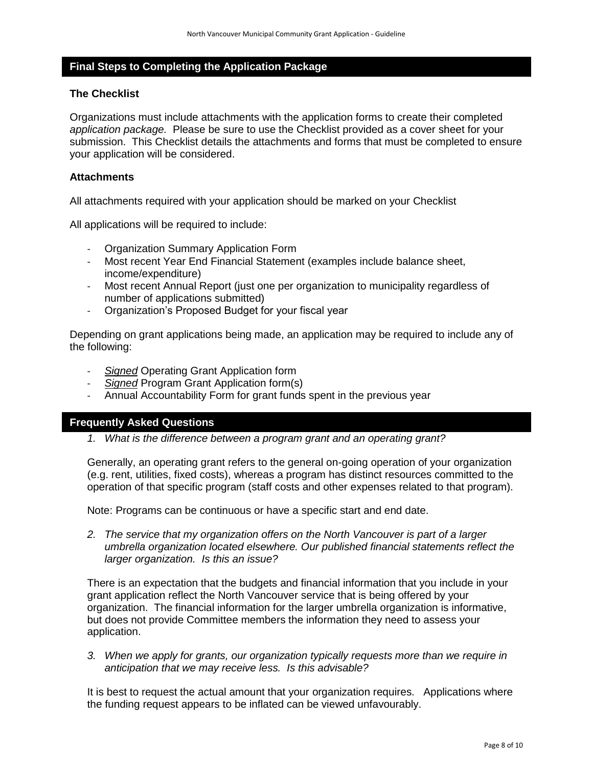## Final Steps to Completing the Application Package

### The Checklist

Organizations must include attachments with the application forms to create their completed *application package.* Please be sure to use the Checklist provided as a cover sheet for your submission. This Checklist details the attachments and forms that must be completed to ensure your application will be considered.

### Attachments

All attachments required with your application should be marked on your Checklist

All applications will be required to include:

- Organization Summary Application Form
- Most recent Year End Financial Statement (examples include balance sheet, income/expenditure)
- Most recent Annual Report (just one per organization to municipality regardless of number of applications submitted)
- Organization's Proposed Budget for your fiscal year

Depending on grant applications being made, an application may be required to include any of the following:

- ***Signed*** Operating Grant Application form
- ***Signed*** Program Grant Application form(s)
- Annual Accountability Form for grant funds spent in the previous year

## Frequently Asked Questions

1. *What is the difference between a program grant and an operating grant?*

   Generally, an operating grant refers to the general on-going operation of your organization (e.g. rent, utilities, fixed costs), whereas a program has distinct resources committed to the operation of that specific program (staff costs and other expenses related to that program).

   Note: Programs can be continuous or have a specific start and end date.

2. *The service that my organization offers on the North Vancouver is part of a larger umbrella organization located elsewhere. Our published financial statements reflect the larger organization. Is this an issue?*

   There is an expectation that the budgets and financial information that you include in your grant application reflect the North Vancouver service that is being offered by your organization. The financial information for the larger umbrella organization is informative, but does not provide Committee members the information they need to assess your application.

3. *When we apply for grants, our organization typically requests more than we require in anticipation that we may receive less. Is this advisable?*

   It is best to request the actual amount that your organization requires. Applications where the funding request appears to be inflated can be viewed unfavourably.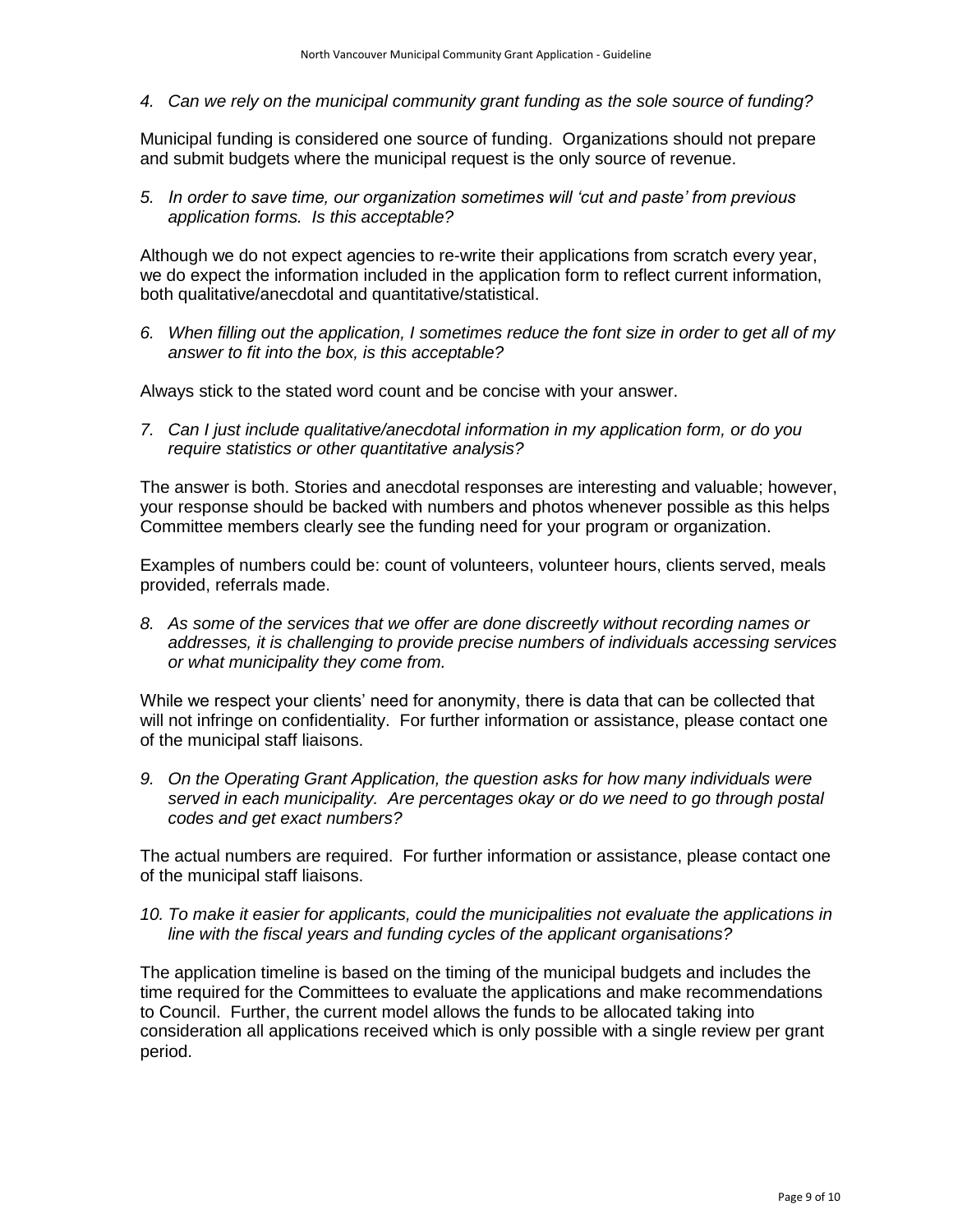*4. Can we rely on the municipal community grant funding as the sole source of funding?*

Municipal funding is considered one source of funding. Organizations should not prepare and submit budgets where the municipal request is the only source of revenue.

*5. In order to save time, our organization sometimes will 'cut and paste' from previous application forms. Is this acceptable?*

Although we do not expect agencies to re-write their applications from scratch every year, we do expect the information included in the application form to reflect current information, both qualitative/anecdotal and quantitative/statistical.

*6. When filling out the application, I sometimes reduce the font size in order to get all of my answer to fit into the box, is this acceptable?*

Always stick to the stated word count and be concise with your answer.

*7. Can I just include qualitative/anecdotal information in my application form, or do you require statistics or other quantitative analysis?*

The answer is both. Stories and anecdotal responses are interesting and valuable; however, your response should be backed with numbers and photos whenever possible as this helps Committee members clearly see the funding need for your program or organization.

Examples of numbers could be: count of volunteers, volunteer hours, clients served, meals provided, referrals made.

*8. As some of the services that we offer are done discreetly without recording names or addresses, it is challenging to provide precise numbers of individuals accessing services or what municipality they come from.*

While we respect your clients' need for anonymity, there is data that can be collected that will not infringe on confidentiality. For further information or assistance, please contact one of the municipal staff liaisons.

*9. On the Operating Grant Application, the question asks for how many individuals were served in each municipality. Are percentages okay or do we need to go through postal codes and get exact numbers?*

The actual numbers are required. For further information or assistance, please contact one of the municipal staff liaisons.

*10. To make it easier for applicants, could the municipalities not evaluate the applications in line with the fiscal years and funding cycles of the applicant organisations?*

The application timeline is based on the timing of the municipal budgets and includes the time required for the Committees to evaluate the applications and make recommendations to Council. Further, the current model allows the funds to be allocated taking into consideration all applications received which is only possible with a single review per grant period.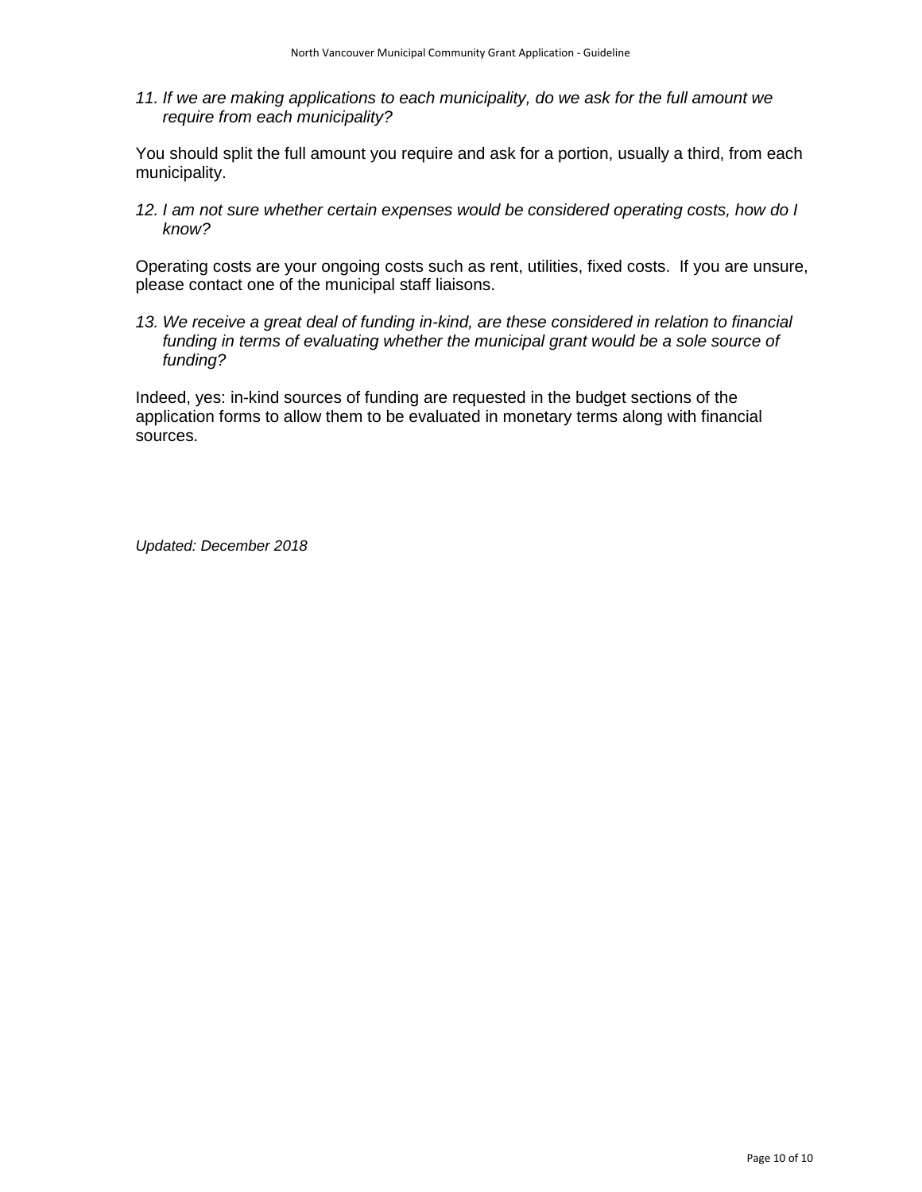*11. If we are making applications to each municipality, do we ask for the full amount we require from each municipality?*

You should split the full amount you require and ask for a portion, usually a third, from each municipality.

*12. I am not sure whether certain expenses would be considered operating costs, how do I know?*

Operating costs are your ongoing costs such as rent, utilities, fixed costs. If you are unsure, please contact one of the municipal staff liaisons.

*13. We receive a great deal of funding in-kind, are these considered in relation to financial funding in terms of evaluating whether the municipal grant would be a sole source of funding?*

Indeed, yes: in-kind sources of funding are requested in the budget sections of the application forms to allow them to be evaluated in monetary terms along with financial sources.

*Updated: December 2018*